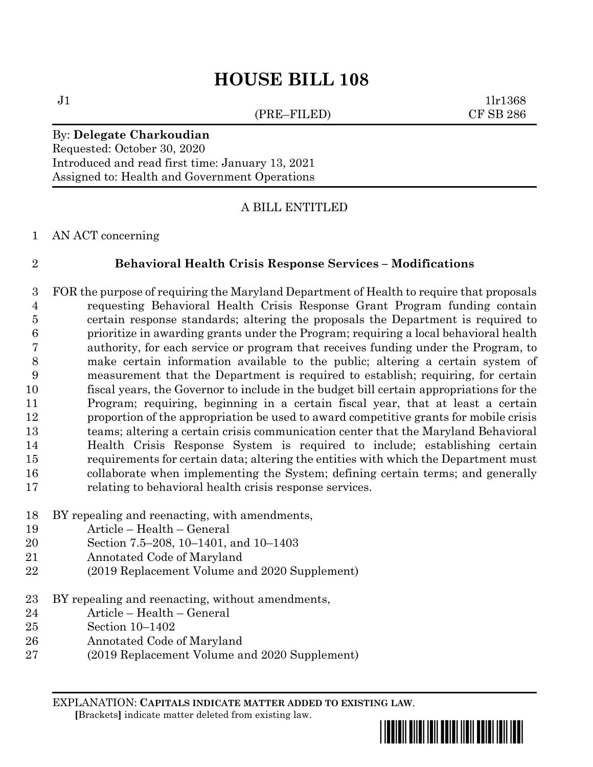# HOUSE BILL 108

J1 1lr1368
(PRE–FILED) CF SB 286

By: **Delegate Charkoudian**
Requested: October 30, 2020
Introduced and read first time: January 13, 2021
Assigned to: Health and Government Operations

A BILL ENTITLED

AN ACT concerning

**Behavioral Health Crisis Response Services – Modifications**

FOR the purpose of requiring the Maryland Department of Health to require that proposals requesting Behavioral Health Crisis Response Grant Program funding contain certain response standards; altering the proposals the Department is required to prioritize in awarding grants under the Program; requiring a local behavioral health authority, for each service or program that receives funding under the Program, to make certain information available to the public; altering a certain system of measurement that the Department is required to establish; requiring, for certain fiscal years, the Governor to include in the budget bill certain appropriations for the Program; requiring, beginning in a certain fiscal year, that at least a certain proportion of the appropriation be used to award competitive grants for mobile crisis teams; altering a certain crisis communication center that the Maryland Behavioral Health Crisis Response System is required to include; establishing certain requirements for certain data; altering the entities with which the Department must collaborate when implementing the System; defining certain terms; and generally relating to behavioral health crisis response services.

BY repealing and reenacting, with amendments,
Article – Health – General
Section 7.5–208, 10–1401, and 10–1403
Annotated Code of Maryland
(2019 Replacement Volume and 2020 Supplement)

BY repealing and reenacting, without amendments,
Article – Health – General
Section 10–1402
Annotated Code of Maryland
(2019 Replacement Volume and 2020 Supplement)

EXPLANATION: **CAPITALS INDICATE MATTER ADDED TO EXISTING LAW**.
[Brackets] indicate matter deleted from existing law.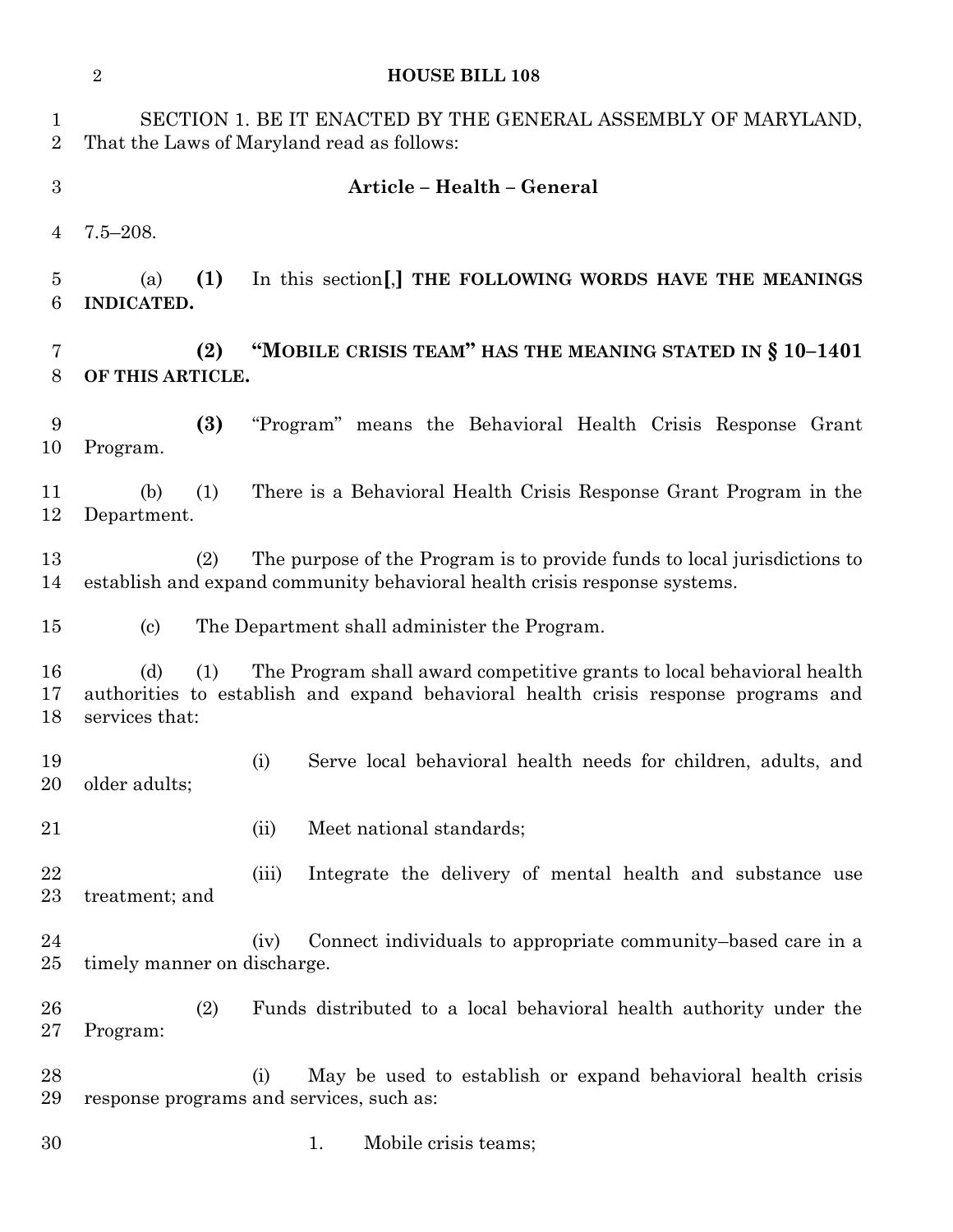SECTION 1. BE IT ENACTED BY THE GENERAL ASSEMBLY OF MARYLAND, That the Laws of Maryland read as follows:

**Article – Health – General**

7.5–208.

(a) **(1)** In this section[,] **THE FOLLOWING WORDS HAVE THE MEANINGS INDICATED.**

**(2) "MOBILE CRISIS TEAM" HAS THE MEANING STATED IN § 10–1401 OF THIS ARTICLE.**

**(3)** "Program" means the Behavioral Health Crisis Response Grant Program.

(b) (1) There is a Behavioral Health Crisis Response Grant Program in the Department.

(2) The purpose of the Program is to provide funds to local jurisdictions to establish and expand community behavioral health crisis response systems.

(c) The Department shall administer the Program.

(d) (1) The Program shall award competitive grants to local behavioral health authorities to establish and expand behavioral health crisis response programs and services that:

(i) Serve local behavioral health needs for children, adults, and older adults;

(ii) Meet national standards;

(iii) Integrate the delivery of mental health and substance use treatment; and

(iv) Connect individuals to appropriate community–based care in a timely manner on discharge.

(2) Funds distributed to a local behavioral health authority under the Program:

(i) May be used to establish or expand behavioral health crisis response programs and services, such as:

1. Mobile crisis teams;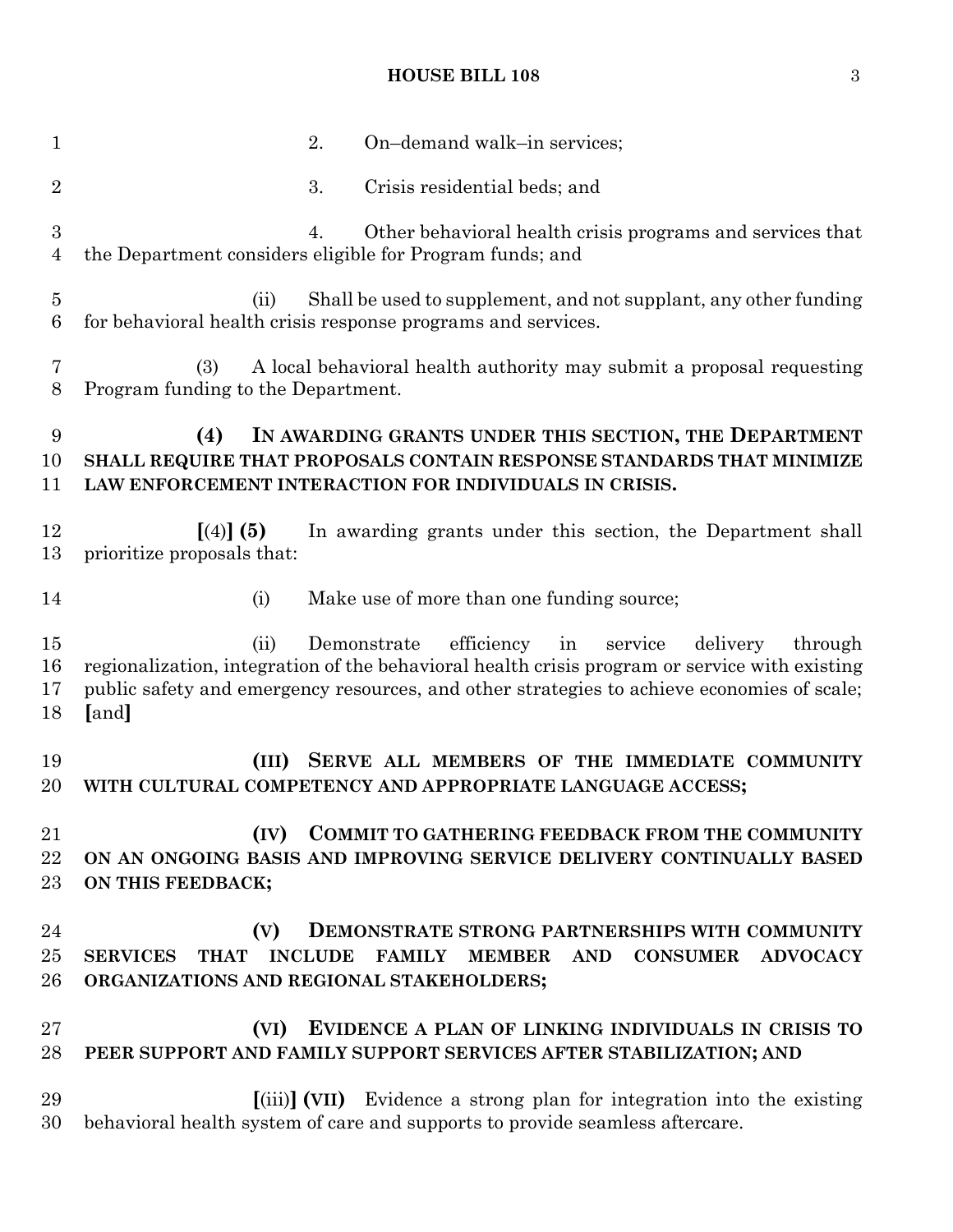2. On–demand walk–in services;

3. Crisis residential beds; and

4. Other behavioral health crisis programs and services that the Department considers eligible for Program funds; and

(ii) Shall be used to supplement, and not supplant, any other funding for behavioral health crisis response programs and services.

(3) A local behavioral health authority may submit a proposal requesting Program funding to the Department.

**(4) IN AWARDING GRANTS UNDER THIS SECTION, THE DEPARTMENT SHALL REQUIRE THAT PROPOSALS CONTAIN RESPONSE STANDARDS THAT MINIMIZE LAW ENFORCEMENT INTERACTION FOR INDIVIDUALS IN CRISIS.**

**[**(4)**] (5)** In awarding grants under this section, the Department shall prioritize proposals that:

(i) Make use of more than one funding source;

(ii) Demonstrate efficiency in service delivery through regionalization, integration of the behavioral health crisis program or service with existing public safety and emergency resources, and other strategies to achieve economies of scale; **[**and**]**

**(III) SERVE ALL MEMBERS OF THE IMMEDIATE COMMUNITY WITH CULTURAL COMPETENCY AND APPROPRIATE LANGUAGE ACCESS;**

**(IV) COMMIT TO GATHERING FEEDBACK FROM THE COMMUNITY ON AN ONGOING BASIS AND IMPROVING SERVICE DELIVERY CONTINUALLY BASED ON THIS FEEDBACK;**

**(V) DEMONSTRATE STRONG PARTNERSHIPS WITH COMMUNITY SERVICES THAT INCLUDE FAMILY MEMBER AND CONSUMER ADVOCACY ORGANIZATIONS AND REGIONAL STAKEHOLDERS;**

**(VI) EVIDENCE A PLAN OF LINKING INDIVIDUALS IN CRISIS TO PEER SUPPORT AND FAMILY SUPPORT SERVICES AFTER STABILIZATION; AND**

**[**(iii)**] (VII)** Evidence a strong plan for integration into the existing behavioral health system of care and supports to provide seamless aftercare.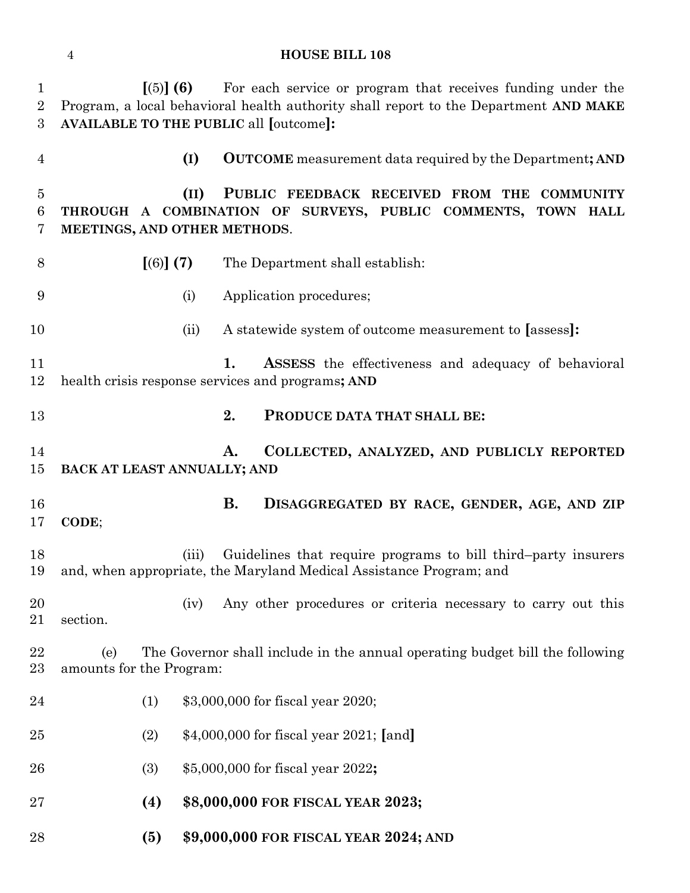**[**(5)**] (6)** For each service or program that receives funding under the Program, a local behavioral health authority shall report to the Department **AND MAKE AVAILABLE TO THE PUBLIC** all **[**outcome**]:**

**(I)** **OUTCOME** measurement data required by the Department**; AND**

**(II)** **PUBLIC FEEDBACK RECEIVED FROM THE COMMUNITY THROUGH A COMBINATION OF SURVEYS, PUBLIC COMMENTS, TOWN HALL MEETINGS, AND OTHER METHODS**.

**[**(6)**] (7)** The Department shall establish:

(i) Application procedures;

(ii) A statewide system of outcome measurement to **[**assess**]:**

**1.** **ASSESS** the effectiveness and adequacy of behavioral health crisis response services and programs**; AND**

**2.** **PRODUCE DATA THAT SHALL BE:**

**A.** **COLLECTED, ANALYZED, AND PUBLICLY REPORTED BACK AT LEAST ANNUALLY; AND**

**B.** **DISAGGREGATED BY RACE, GENDER, AGE, AND ZIP CODE**;

(iii) Guidelines that require programs to bill third–party insurers and, when appropriate, the Maryland Medical Assistance Program; and

(iv) Any other procedures or criteria necessary to carry out this section.

(e) The Governor shall include in the annual operating budget bill the following amounts for the Program:

(1) $3,000,000 for fiscal year 2020;

(2) $4,000,000 for fiscal year 2021; **[**and**]**

(3) $5,000,000 for fiscal year 2022**;**

**(4)** **$8,000,000 FOR FISCAL YEAR 2023;**

**(5)** **$9,000,000 FOR FISCAL YEAR 2024; AND**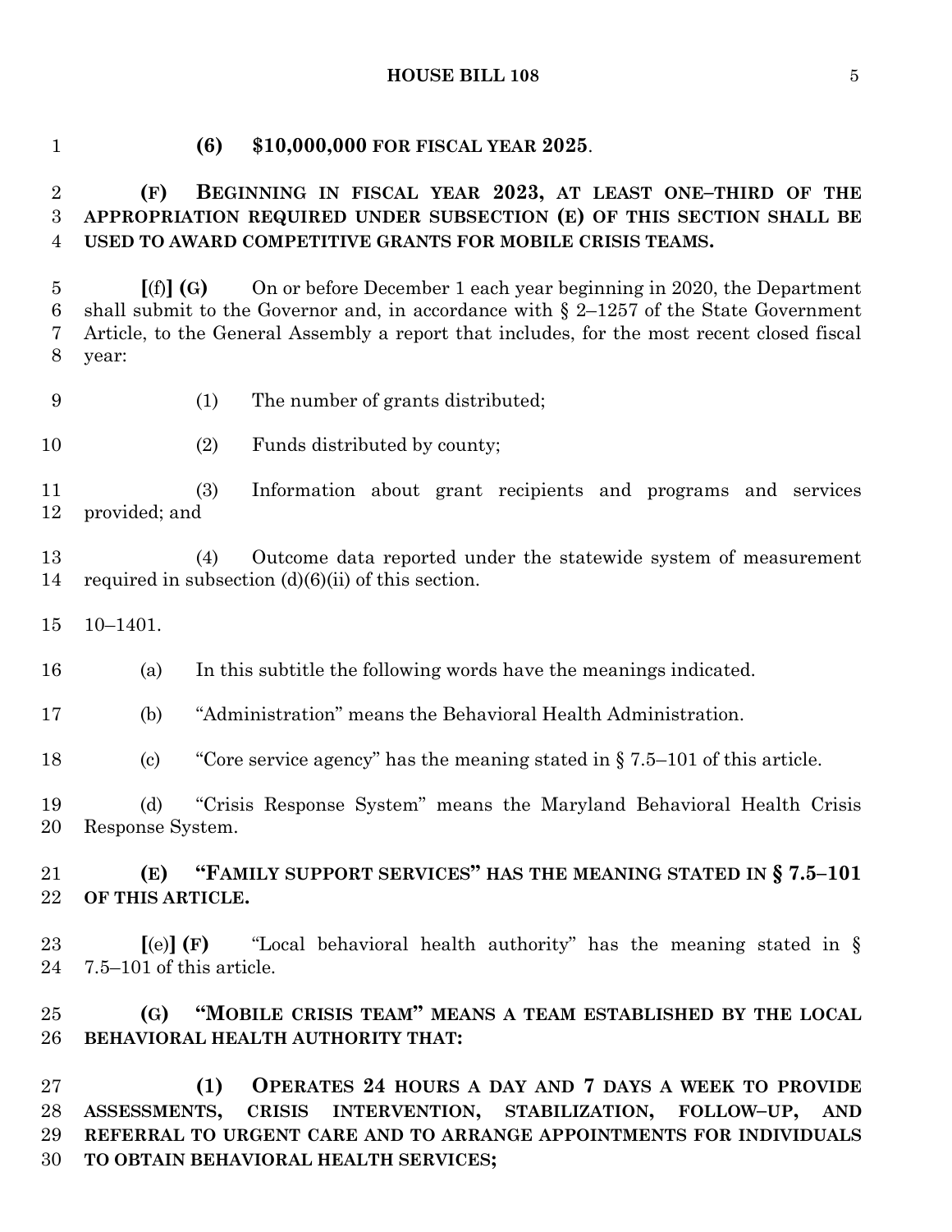**(6) $10,000,000 FOR FISCAL YEAR 2025**.

**(F) BEGINNING IN FISCAL YEAR 2023, AT LEAST ONE–THIRD OF THE APPROPRIATION REQUIRED UNDER SUBSECTION (E) OF THIS SECTION SHALL BE USED TO AWARD COMPETITIVE GRANTS FOR MOBILE CRISIS TEAMS.**

**[**(f)**] (G)** On or before December 1 each year beginning in 2020, the Department shall submit to the Governor and, in accordance with § 2–1257 of the State Government Article, to the General Assembly a report that includes, for the most recent closed fiscal year:

(1) The number of grants distributed;

(2) Funds distributed by county;

(3) Information about grant recipients and programs and services provided; and

(4) Outcome data reported under the statewide system of measurement required in subsection (d)(6)(ii) of this section.

10–1401.

(a) In this subtitle the following words have the meanings indicated.

(b) "Administration" means the Behavioral Health Administration.

(c) "Core service agency" has the meaning stated in § 7.5–101 of this article.

(d) "Crisis Response System" means the Maryland Behavioral Health Crisis Response System.

**(E) "FAMILY SUPPORT SERVICES" HAS THE MEANING STATED IN § 7.5–101 OF THIS ARTICLE.**

**[**(e)**] (F)** "Local behavioral health authority" has the meaning stated in § 7.5–101 of this article.

**(G) "MOBILE CRISIS TEAM" MEANS A TEAM ESTABLISHED BY THE LOCAL BEHAVIORAL HEALTH AUTHORITY THAT:**

**(1) OPERATES 24 HOURS A DAY AND 7 DAYS A WEEK TO PROVIDE ASSESSMENTS, CRISIS INTERVENTION, STABILIZATION, FOLLOW–UP, AND REFERRAL TO URGENT CARE AND TO ARRANGE APPOINTMENTS FOR INDIVIDUALS TO OBTAIN BEHAVIORAL HEALTH SERVICES;**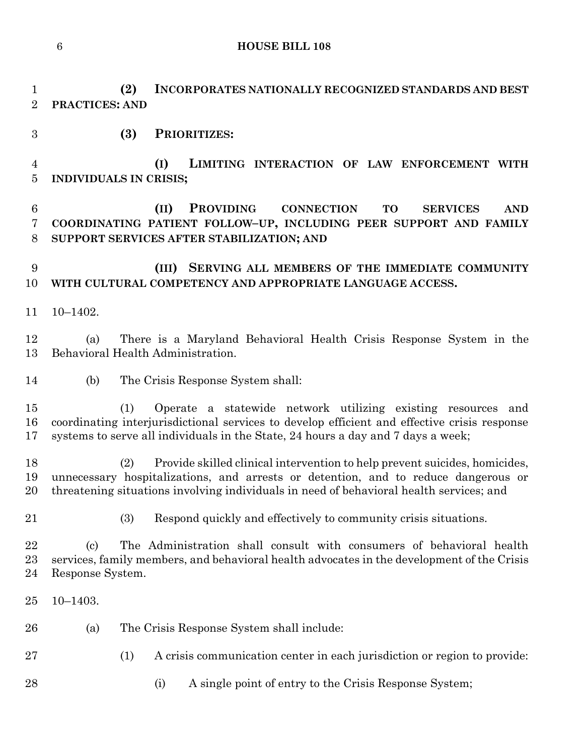**(2) INCORPORATES NATIONALLY RECOGNIZED STANDARDS AND BEST PRACTICES: AND**

**(3) PRIORITIZES:**

**(I) LIMITING INTERACTION OF LAW ENFORCEMENT WITH INDIVIDUALS IN CRISIS;**

**(II) PROVIDING CONNECTION TO SERVICES AND COORDINATING PATIENT FOLLOW–UP, INCLUDING PEER SUPPORT AND FAMILY SUPPORT SERVICES AFTER STABILIZATION; AND**

**(III) SERVING ALL MEMBERS OF THE IMMEDIATE COMMUNITY WITH CULTURAL COMPETENCY AND APPROPRIATE LANGUAGE ACCESS.**

10–1402.

(a) There is a Maryland Behavioral Health Crisis Response System in the Behavioral Health Administration.

(b) The Crisis Response System shall:

(1) Operate a statewide network utilizing existing resources and coordinating interjurisdictional services to develop efficient and effective crisis response systems to serve all individuals in the State, 24 hours a day and 7 days a week;

(2) Provide skilled clinical intervention to help prevent suicides, homicides, unnecessary hospitalizations, and arrests or detention, and to reduce dangerous or threatening situations involving individuals in need of behavioral health services; and

(3) Respond quickly and effectively to community crisis situations.

(c) The Administration shall consult with consumers of behavioral health services, family members, and behavioral health advocates in the development of the Crisis Response System.

10–1403.

(a) The Crisis Response System shall include:

(1) A crisis communication center in each jurisdiction or region to provide:

(i) A single point of entry to the Crisis Response System;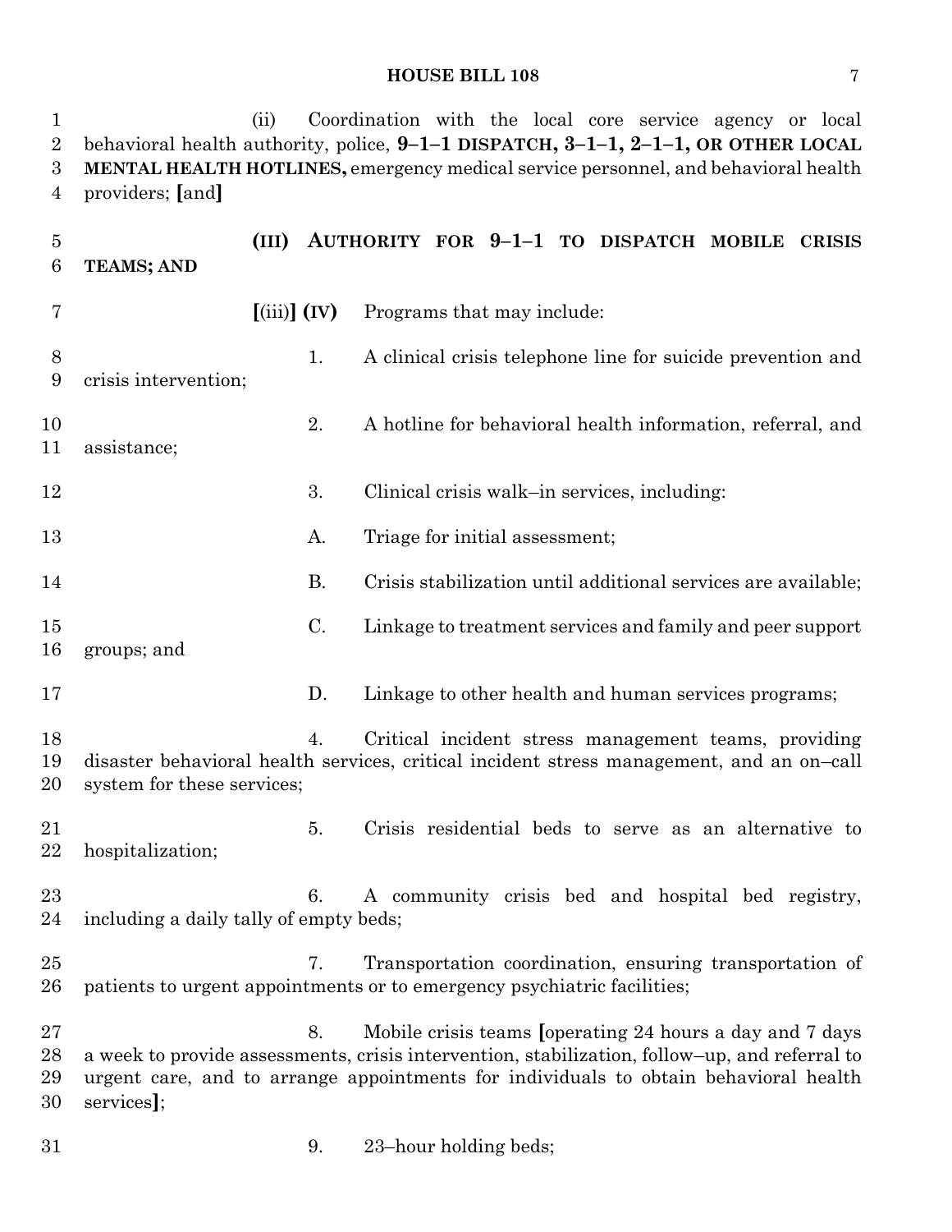(ii) Coordination with the local core service agency or local behavioral health authority, police, **9–1–1 DISPATCH, 3–1–1, 2–1–1, OR OTHER LOCAL MENTAL HEALTH HOTLINES,** emergency medical service personnel, and behavioral health providers; **[**and**]**

**(III) AUTHORITY FOR 9–1–1 TO DISPATCH MOBILE CRISIS TEAMS; AND**

**[**(iii)**] (IV)** Programs that may include:

1. A clinical crisis telephone line for suicide prevention and crisis intervention;

2. A hotline for behavioral health information, referral, and assistance;

3. Clinical crisis walk–in services, including:

A. Triage for initial assessment;

B. Crisis stabilization until additional services are available;

C. Linkage to treatment services and family and peer support groups; and

D. Linkage to other health and human services programs;

4. Critical incident stress management teams, providing disaster behavioral health services, critical incident stress management, and an on–call system for these services;

5. Crisis residential beds to serve as an alternative to hospitalization;

6. A community crisis bed and hospital bed registry, including a daily tally of empty beds;

7. Transportation coordination, ensuring transportation of patients to urgent appointments or to emergency psychiatric facilities;

8. Mobile crisis teams **[**operating 24 hours a day and 7 days a week to provide assessments, crisis intervention, stabilization, follow–up, and referral to urgent care, and to arrange appointments for individuals to obtain behavioral health services**]**;

9. 23–hour holding beds;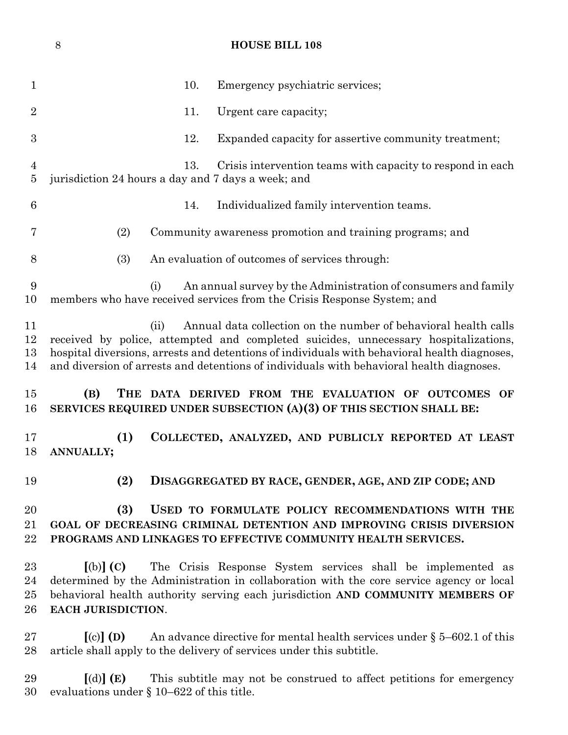10. Emergency psychiatric services;

11. Urgent care capacity;

12. Expanded capacity for assertive community treatment;

13. Crisis intervention teams with capacity to respond in each jurisdiction 24 hours a day and 7 days a week; and

14. Individualized family intervention teams.

(2) Community awareness promotion and training programs; and

(3) An evaluation of outcomes of services through:

(i) An annual survey by the Administration of consumers and family members who have received services from the Crisis Response System; and

(ii) Annual data collection on the number of behavioral health calls received by police, attempted and completed suicides, unnecessary hospitalizations, hospital diversions, arrests and detentions of individuals with behavioral health diagnoses, and diversion of arrests and detentions of individuals with behavioral health diagnoses.

**(B) THE DATA DERIVED FROM THE EVALUATION OF OUTCOMES OF SERVICES REQUIRED UNDER SUBSECTION (A)(3) OF THIS SECTION SHALL BE:**

**(1) COLLECTED, ANALYZED, AND PUBLICLY REPORTED AT LEAST ANNUALLY;**

**(2) DISAGGREGATED BY RACE, GENDER, AGE, AND ZIP CODE; AND**

**(3) USED TO FORMULATE POLICY RECOMMENDATIONS WITH THE GOAL OF DECREASING CRIMINAL DETENTION AND IMPROVING CRISIS DIVERSION PROGRAMS AND LINKAGES TO EFFECTIVE COMMUNITY HEALTH SERVICES.**

**[**(b)**] (C)** The Crisis Response System services shall be implemented as determined by the Administration in collaboration with the core service agency or local behavioral health authority serving each jurisdiction **AND COMMUNITY MEMBERS OF EACH JURISDICTION**.

**[**(c)**] (D)** An advance directive for mental health services under § 5–602.1 of this article shall apply to the delivery of services under this subtitle.

**[**(d)**] (E)** This subtitle may not be construed to affect petitions for emergency evaluations under § 10–622 of this title.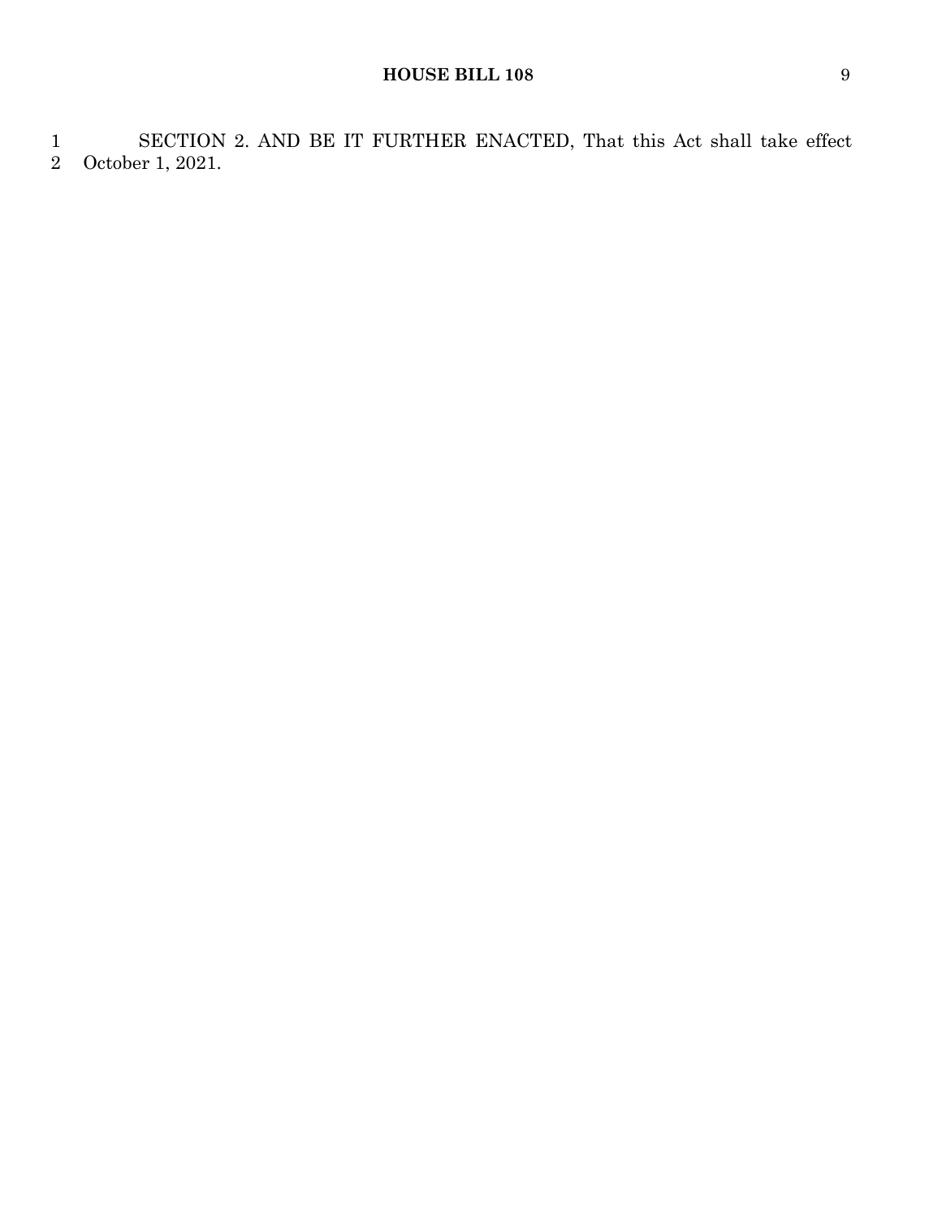SECTION 2. AND BE IT FURTHER ENACTED, That this Act shall take effect October 1, 2021.